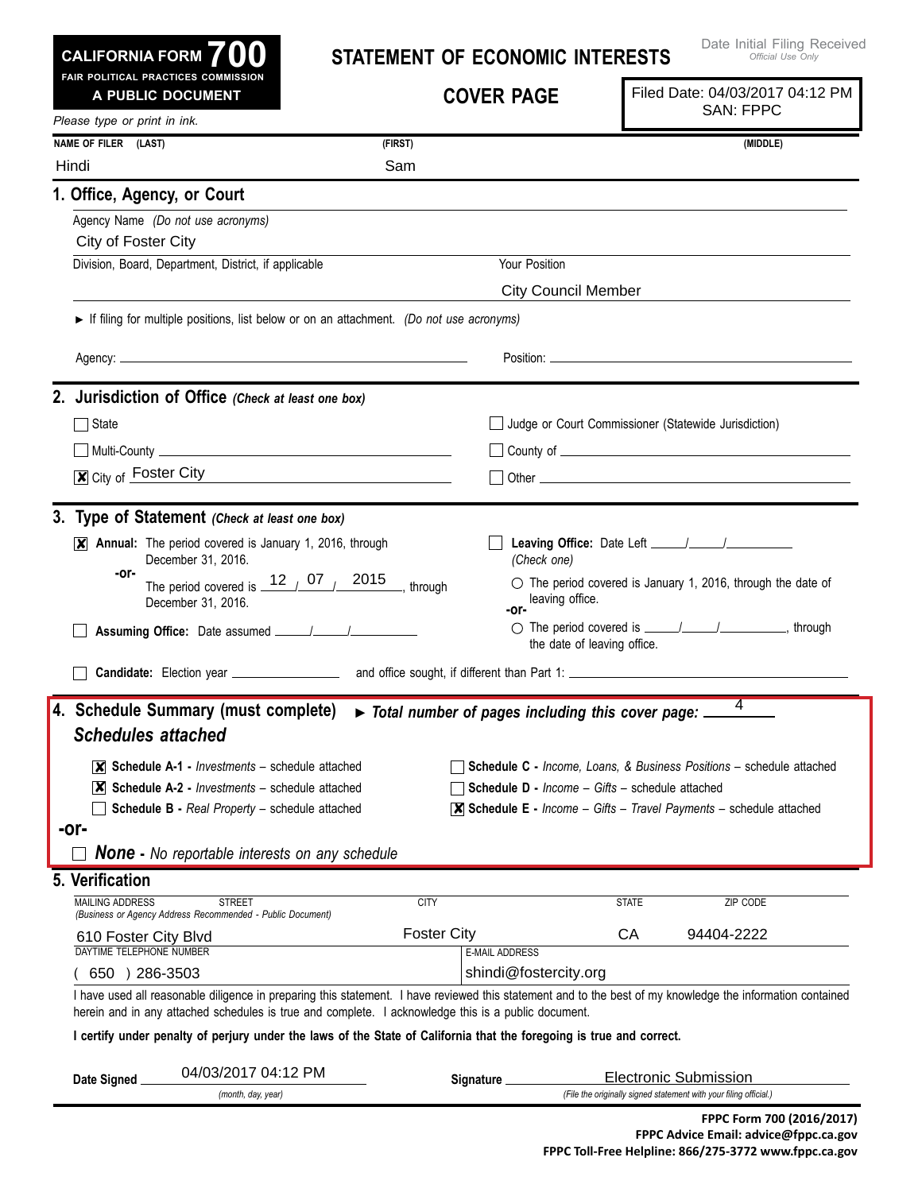**CALIFORNIA FORM 700**
**FAIR POLITICAL PRACTICES COMMISSION**
**A PUBLIC DOCUMENT**

# STATEMENT OF ECONOMIC INTERESTS

## COVER PAGE

Date Initial Filing Received
*Official Use Only*

Filed Date: 04/03/2017 04:12 PM
SAN: FPPC

*Please type or print in ink.*

| NAME OF FILER (LAST) | (FIRST) | (MIDDLE) |
|---|---|---|
| Hindi | Sam | |

### 1. Office, Agency, or Court

Agency Name *(Do not use acronyms)*
City of Foster City

Division, Board, Department, District, if applicable: 

Your Position: City Council Member

► If filing for multiple positions, list below or on an attachment. *(Do not use acronyms)*

Agency: ______ Position: ______

### 2. Jurisdiction of Office *(Check at least one box)*

- ☐ State
- ☐ Judge or Court Commissioner (Statewide Jurisdiction)
- ☐ Multi-County ______
- ☐ County of ______
- ☒ City of Foster City
- ☐ Other ______

### 3. Type of Statement *(Check at least one box)*

- ☒ **Annual:** The period covered is January 1, 2016, through December 31, 2016.
  **-or-**
  The period covered is 12 / 07 / 2015, through December 31, 2016.
- ☐ **Assuming Office:** Date assumed ___/___/______
- ☐ **Leaving Office:** Date Left ___/___/______
  *(Check one)*
  - ○ The period covered is January 1, 2016, through the date of leaving office.
  **-or-**
  - ○ The period covered is ___/___/______, through the date of leaving office.
- ☐ **Candidate:** Election year ______ and office sought, if different than Part 1: ______

### 4. Schedule Summary (must complete) ► *Total number of pages including this cover page:* 4

***Schedules attached***

- ☒ **Schedule A-1 -** *Investments* – schedule attached
- ☒ **Schedule A-2 -** *Investments* – schedule attached
- ☐ **Schedule B -** *Real Property* – schedule attached
- ☐ **Schedule C -** *Income, Loans, & Business Positions* – schedule attached
- ☐ **Schedule D -** *Income – Gifts* – schedule attached
- ☒ **Schedule E -** *Income – Gifts – Travel Payments* – schedule attached

**-or-**

- ☐ ***None*** **-** *No reportable interests on any schedule*

### 5. Verification

| MAILING ADDRESS STREET *(Business or Agency Address Recommended - Public Document)* | CITY | STATE | ZIP CODE |
|---|---|---|---|
| 610 Foster City Blvd | Foster City | CA | 94404-2222 |

| DAYTIME TELEPHONE NUMBER | E-MAIL ADDRESS |
|---|---|
| ( 650 ) 286-3503 | shindi@fostercity.org |

I have used all reasonable diligence in preparing this statement. I have reviewed this statement and to the best of my knowledge the information contained herein and in any attached schedules is true and complete. I acknowledge this is a public document.

**I certify under penalty of perjury under the laws of the State of California that the foregoing is true and correct.**

**Date Signed** 04/03/2017 04:12 PM *(month, day, year)*

**Signature** Electronic Submission *(File the originally signed statement with your filing official.)*

**FPPC Form 700 (2016/2017)**
**FPPC Advice Email: advice@fppc.ca.gov**
**FPPC Toll-Free Helpline: 866/275-3772 www.fppc.ca.gov**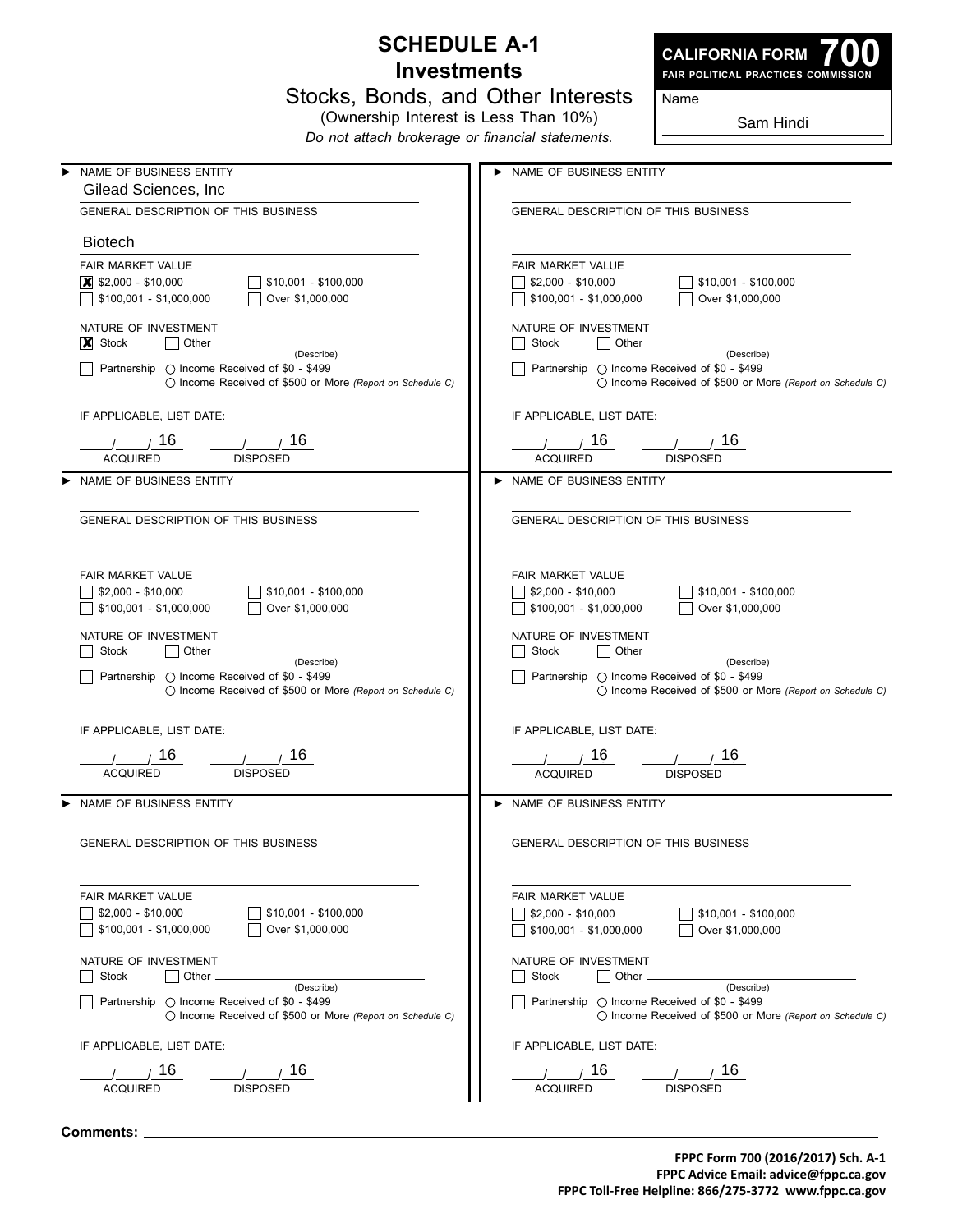# SCHEDULE A-1
## Investments
### Stocks, Bonds, and Other Interests
(Ownership Interest is Less Than 10%)

*Do not attach brokerage or financial statements.*

**CALIFORNIA FORM 700**
**FAIR POLITICAL PRACTICES COMMISSION**

Name: Sam Hindi

---

► NAME OF BUSINESS ENTITY
Gilead Sciences, Inc

GENERAL DESCRIPTION OF THIS BUSINESS
Biotech

FAIR MARKET VALUE
- [x] $2,000 - $10,000
- [ ] $10,001 - $100,000
- [ ] $100,001 - $1,000,000
- [ ] Over $1,000,000

NATURE OF INVESTMENT
- [x] Stock
- [ ] Other ________ (Describe)
- [ ] Partnership ○ Income Received of $0 - $499 ○ Income Received of $500 or More *(Report on Schedule C)*

IF APPLICABLE, LIST DATE:

___/___/ 16 ACQUIRED ___/___/ 16 DISPOSED

---

► NAME OF BUSINESS ENTITY

GENERAL DESCRIPTION OF THIS BUSINESS

FAIR MARKET VALUE
- [ ] $2,000 - $10,000
- [ ] $10,001 - $100,000
- [ ] $100,001 - $1,000,000
- [ ] Over $1,000,000

NATURE OF INVESTMENT
- [ ] Stock
- [ ] Other ________ (Describe)
- [ ] Partnership ○ Income Received of $0 - $499 ○ Income Received of $500 or More *(Report on Schedule C)*

IF APPLICABLE, LIST DATE:

___/___/ 16 ACQUIRED ___/___/ 16 DISPOSED

---

► NAME OF BUSINESS ENTITY

GENERAL DESCRIPTION OF THIS BUSINESS

FAIR MARKET VALUE
- [ ] $2,000 - $10,000
- [ ] $10,001 - $100,000
- [ ] $100,001 - $1,000,000
- [ ] Over $1,000,000

NATURE OF INVESTMENT
- [ ] Stock
- [ ] Other ________ (Describe)
- [ ] Partnership ○ Income Received of $0 - $499 ○ Income Received of $500 or More *(Report on Schedule C)*

IF APPLICABLE, LIST DATE:

___/___/ 16 ACQUIRED ___/___/ 16 DISPOSED

---

► NAME OF BUSINESS ENTITY

GENERAL DESCRIPTION OF THIS BUSINESS

FAIR MARKET VALUE
- [ ] $2,000 - $10,000
- [ ] $10,001 - $100,000
- [ ] $100,001 - $1,000,000
- [ ] Over $1,000,000

NATURE OF INVESTMENT
- [ ] Stock
- [ ] Other ________ (Describe)
- [ ] Partnership ○ Income Received of $0 - $499 ○ Income Received of $500 or More *(Report on Schedule C)*

IF APPLICABLE, LIST DATE:

___/___/ 16 ACQUIRED ___/___/ 16 DISPOSED

---

► NAME OF BUSINESS ENTITY

GENERAL DESCRIPTION OF THIS BUSINESS

FAIR MARKET VALUE
- [ ] $2,000 - $10,000
- [ ] $10,001 - $100,000
- [ ] $100,001 - $1,000,000
- [ ] Over $1,000,000

NATURE OF INVESTMENT
- [ ] Stock
- [ ] Other ________ (Describe)
- [ ] Partnership ○ Income Received of $0 - $499 ○ Income Received of $500 or More *(Report on Schedule C)*

IF APPLICABLE, LIST DATE:

___/___/ 16 ACQUIRED ___/___/ 16 DISPOSED

---

► NAME OF BUSINESS ENTITY

GENERAL DESCRIPTION OF THIS BUSINESS

FAIR MARKET VALUE
- [ ] $2,000 - $10,000
- [ ] $10,001 - $100,000
- [ ] $100,001 - $1,000,000
- [ ] Over $1,000,000

NATURE OF INVESTMENT
- [ ] Stock
- [ ] Other ________ (Describe)
- [ ] Partnership ○ Income Received of $0 - $499 ○ Income Received of $500 or More *(Report on Schedule C)*

IF APPLICABLE, LIST DATE:

___/___/ 16 ACQUIRED ___/___/ 16 DISPOSED

---

**Comments:** ____________________

**FPPC Form 700 (2016/2017) Sch. A-1**
**FPPC Advice Email: advice@fppc.ca.gov**
**FPPC Toll-Free Helpline: 866/275-3772 www.fppc.ca.gov**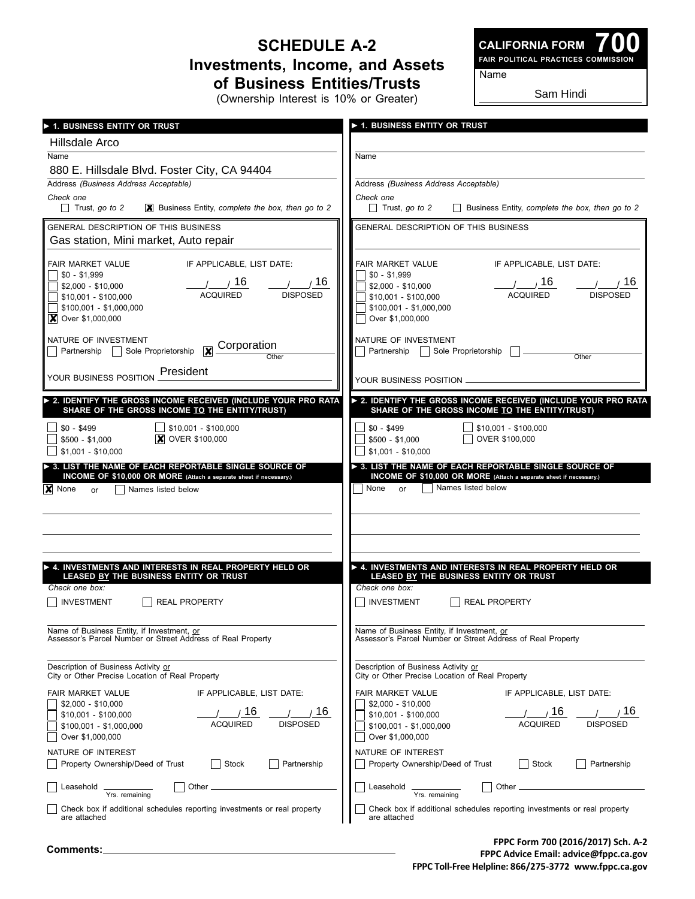# SCHEDULE A-2
## Investments, Income, and Assets of Business Entities/Trusts
(Ownership Interest is 10% or Greater)

**CALIFORNIA FORM 700**
FAIR POLITICAL PRACTICES COMMISSION

Name: Sam Hindi

---

### ► 1. BUSINESS ENTITY OR TRUST

Name: Hillsdale Arco

Address *(Business Address Acceptable)*: 880 E. Hillsdale Blvd. Foster City, CA 94404

*Check one*
- [ ] Trust, *go to 2*
- [x] Business Entity, *complete the box, then go to 2*

GENERAL DESCRIPTION OF THIS BUSINESS: Gas station, Mini market, Auto repair

FAIR MARKET VALUE
- [ ] $0 - $1,999
- [ ] $2,000 - $10,000
- [ ] $10,001 - $100,000
- [ ] $100,001 - $1,000,000
- [x] Over $1,000,000

IF APPLICABLE, LIST DATE:
___/___/ 16 ACQUIRED ___/___/ 16 DISPOSED

NATURE OF INVESTMENT
- [ ] Partnership
- [ ] Sole Proprietorship
- [x] Other: Corporation

YOUR BUSINESS POSITION: President

### ► 2. IDENTIFY THE GROSS INCOME RECEIVED (INCLUDE YOUR PRO RATA SHARE OF THE GROSS INCOME TO THE ENTITY/TRUST)

- [ ] $0 - $499
- [ ] $500 - $1,000
- [ ] $1,001 - $10,000
- [ ] $10,001 - $100,000
- [x] OVER $100,000

### ► 3. LIST THE NAME OF EACH REPORTABLE SINGLE SOURCE OF INCOME OF $10,000 OR MORE (Attach a separate sheet if necessary.)

- [x] None or
- [ ] Names listed below

### ► 4. INVESTMENTS AND INTERESTS IN REAL PROPERTY HELD OR LEASED BY THE BUSINESS ENTITY OR TRUST

*Check one box:*
- [ ] INVESTMENT
- [ ] REAL PROPERTY

Name of Business Entity, if Investment, or Assessor's Parcel Number or Street Address of Real Property: ______

Description of Business Activity or City or Other Precise Location of Real Property: ______

FAIR MARKET VALUE
- [ ] $2,000 - $10,000
- [ ] $10,001 - $100,000
- [ ] $100,001 - $1,000,000
- [ ] Over $1,000,000

IF APPLICABLE, LIST DATE:
___/___/ 16 ACQUIRED ___/___/ 16 DISPOSED

NATURE OF INTEREST
- [ ] Property Ownership/Deed of Trust
- [ ] Stock
- [ ] Partnership
- [ ] Leasehold ______ Yrs. remaining
- [ ] Other ______

- [ ] Check box if additional schedules reporting investments or real property are attached

---

### ► 1. BUSINESS ENTITY OR TRUST

Name: ______

Address *(Business Address Acceptable)*: ______

*Check one*
- [ ] Trust, *go to 2*
- [ ] Business Entity, *complete the box, then go to 2*

GENERAL DESCRIPTION OF THIS BUSINESS: ______

FAIR MARKET VALUE
- [ ] $0 - $1,999
- [ ] $2,000 - $10,000
- [ ] $10,001 - $100,000
- [ ] $100,001 - $1,000,000
- [ ] Over $1,000,000

IF APPLICABLE, LIST DATE:
___/___/ 16 ACQUIRED ___/___/ 16 DISPOSED

NATURE OF INVESTMENT
- [ ] Partnership
- [ ] Sole Proprietorship
- [ ] Other ______

YOUR BUSINESS POSITION: ______

### ► 2. IDENTIFY THE GROSS INCOME RECEIVED (INCLUDE YOUR PRO RATA SHARE OF THE GROSS INCOME TO THE ENTITY/TRUST)

- [ ] $0 - $499
- [ ] $500 - $1,000
- [ ] $1,001 - $10,000
- [ ] $10,001 - $100,000
- [ ] OVER $100,000

### ► 3. LIST THE NAME OF EACH REPORTABLE SINGLE SOURCE OF INCOME OF $10,000 OR MORE (Attach a separate sheet if necessary.)

- [ ] None or
- [ ] Names listed below

### ► 4. INVESTMENTS AND INTERESTS IN REAL PROPERTY HELD OR LEASED BY THE BUSINESS ENTITY OR TRUST

*Check one box:*
- [ ] INVESTMENT
- [ ] REAL PROPERTY

Name of Business Entity, if Investment, or Assessor's Parcel Number or Street Address of Real Property: ______

Description of Business Activity or City or Other Precise Location of Real Property: ______

FAIR MARKET VALUE
- [ ] $2,000 - $10,000
- [ ] $10,001 - $100,000
- [ ] $100,001 - $1,000,000
- [ ] Over $1,000,000

IF APPLICABLE, LIST DATE:
___/___/ 16 ACQUIRED ___/___/ 16 DISPOSED

NATURE OF INTEREST
- [ ] Property Ownership/Deed of Trust
- [ ] Stock
- [ ] Partnership
- [ ] Leasehold ______ Yrs. remaining
- [ ] Other ______

- [ ] Check box if additional schedules reporting investments or real property are attached

---

**Comments:** ______

FPPC Form 700 (2016/2017) Sch. A-2
FPPC Advice Email: advice@fppc.ca.gov
FPPC Toll-Free Helpline: 866/275-3772 www.fppc.ca.gov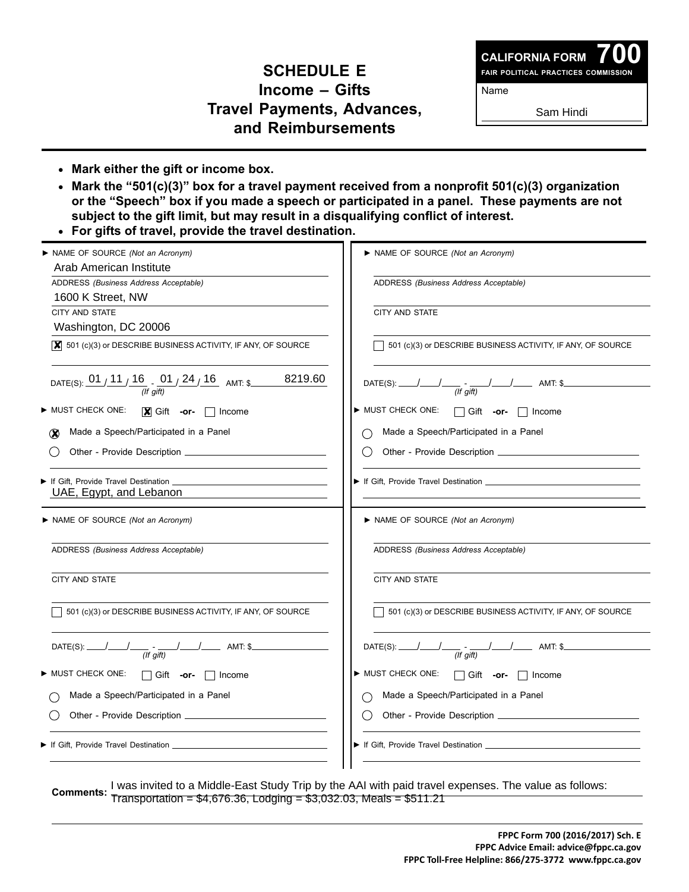# SCHEDULE E
## Income – Gifts Travel Payments, Advances, and Reimbursements

**CALIFORNIA FORM 700**
**FAIR POLITICAL PRACTICES COMMISSION**

Name: Sam Hindi

- **Mark either the gift or income box.**
- **Mark the "501(c)(3)" box for a travel payment received from a nonprofit 501(c)(3) organization or the "Speech" box if you made a speech or participated in a panel. These payments are not subject to the gift limit, but may result in a disqualifying conflict of interest.**
- **For gifts of travel, provide the travel destination.**

---

► NAME OF SOURCE *(Not an Acronym)*
Arab American Institute

ADDRESS *(Business Address Acceptable)*
1600 K Street, NW

CITY AND STATE
Washington, DC 20006

[X] 501 (c)(3) or DESCRIBE BUSINESS ACTIVITY, IF ANY, OF SOURCE

DATE(S): 01 / 11 / 16 - 01 / 24 / 16 *(If gift)* AMT: $ 8219.60

► MUST CHECK ONE: [X] Gift **-or-** [ ] Income

(X) Made a Speech/Participated in a Panel

( ) Other - Provide Description

► If Gift, Provide Travel Destination: UAE, Egypt, and Lebanon

---

► NAME OF SOURCE *(Not an Acronym)*

ADDRESS *(Business Address Acceptable)*

CITY AND STATE

[ ] 501 (c)(3) or DESCRIBE BUSINESS ACTIVITY, IF ANY, OF SOURCE

DATE(S): \_\_\_/\_\_\_/\_\_\_ - \_\_\_/\_\_\_/\_\_\_ *(If gift)* AMT: $

► MUST CHECK ONE: [ ] Gift **-or-** [ ] Income

( ) Made a Speech/Participated in a Panel

( ) Other - Provide Description

► If Gift, Provide Travel Destination

---

► NAME OF SOURCE *(Not an Acronym)*

ADDRESS *(Business Address Acceptable)*

CITY AND STATE

[ ] 501 (c)(3) or DESCRIBE BUSINESS ACTIVITY, IF ANY, OF SOURCE

DATE(S): \_\_\_/\_\_\_/\_\_\_ - \_\_\_/\_\_\_/\_\_\_ *(If gift)* AMT: $

► MUST CHECK ONE: [ ] Gift **-or-** [ ] Income

( ) Made a Speech/Participated in a Panel

( ) Other - Provide Description

► If Gift, Provide Travel Destination

---

► NAME OF SOURCE *(Not an Acronym)*

ADDRESS *(Business Address Acceptable)*

CITY AND STATE

[ ] 501 (c)(3) or DESCRIBE BUSINESS ACTIVITY, IF ANY, OF SOURCE

DATE(S): \_\_\_/\_\_\_/\_\_\_ - \_\_\_/\_\_\_/\_\_\_ *(If gift)* AMT: $

► MUST CHECK ONE: [ ] Gift **-or-** [ ] Income

( ) Made a Speech/Participated in a Panel

( ) Other - Provide Description

► If Gift, Provide Travel Destination

---

**Comments:** I was invited to a Middle-East Study Trip by the AAI with paid travel expenses. The value as follows: Transportation = $4,676.36, Lodging = $3,032.03, Meals = $511.21

**FPPC Form 700 (2016/2017) Sch. E**
**FPPC Advice Email: advice@fppc.ca.gov**
**FPPC Toll-Free Helpline: 866/275-3772 www.fppc.ca.gov**